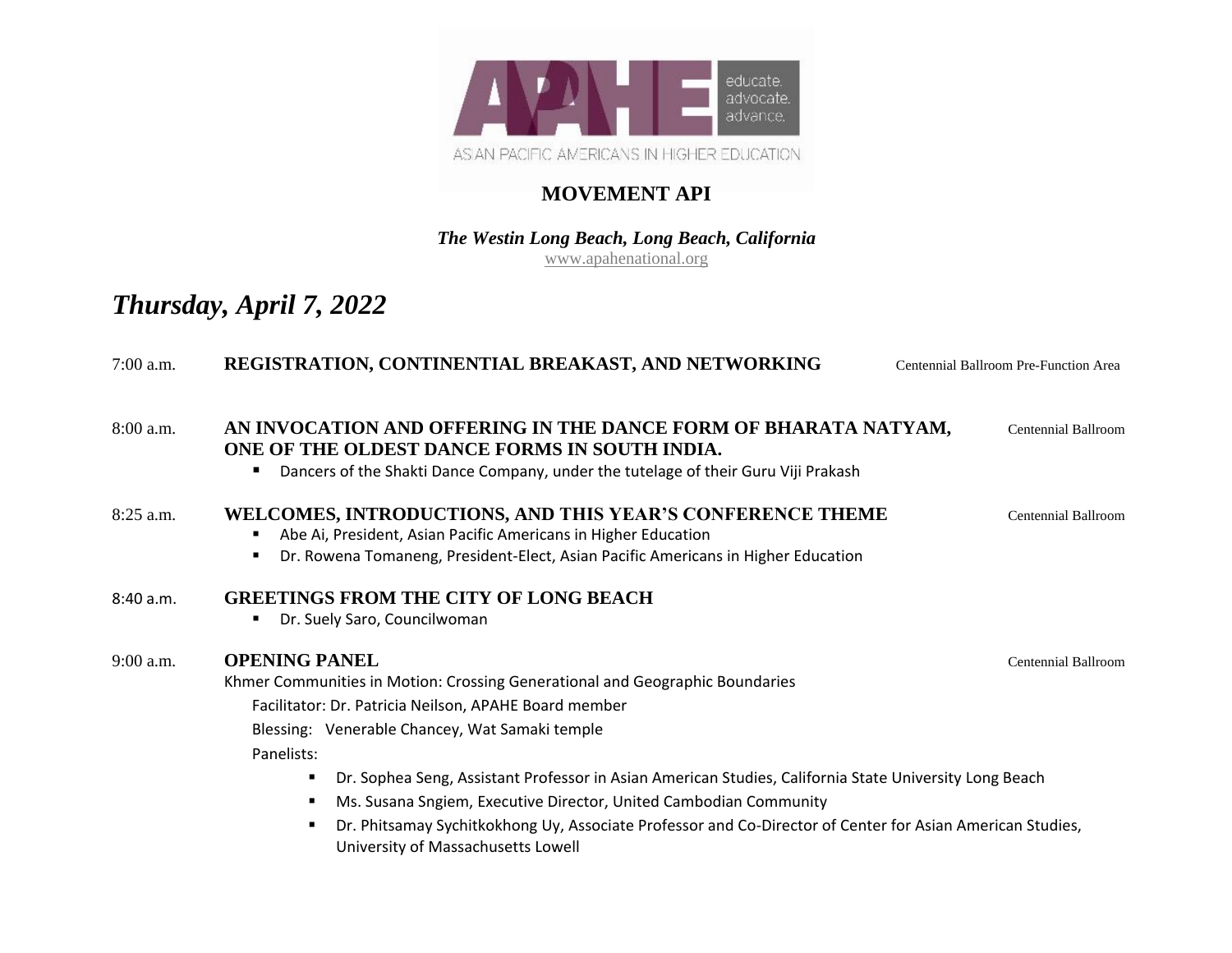ASIAN PACIFIC AMERICANS IN HIGHER EDUCATION

educate. advocate. advance.

# MOVEMENT API

***The Westin Long Beach, Long Beach, California***

www.apahenational.org

## *Thursday, April 7, 2022*

7:00 a.m. **REGISTRATION, CONTINENTIAL BREAKAST, AND NETWORKING** — Centennial Ballroom Pre-Function Area

8:00 a.m. **AN INVOCATION AND OFFERING IN THE DANCE FORM OF BHARATA NATYAM, ONE OF THE OLDEST DANCE FORMS IN SOUTH INDIA.** — Centennial Ballroom

- Dancers of the Shakti Dance Company, under the tutelage of their Guru Viji Prakash

8:25 a.m. **WELCOMES, INTRODUCTIONS, AND THIS YEAR'S CONFERENCE THEME** — Centennial Ballroom

- Abe Ai, President, Asian Pacific Americans in Higher Education
- Dr. Rowena Tomaneng, President-Elect, Asian Pacific Americans in Higher Education

8:40 a.m. **GREETINGS FROM THE CITY OF LONG BEACH**

- Dr. Suely Saro, Councilwoman

9:00 a.m. **OPENING PANEL** — Centennial Ballroom

Khmer Communities in Motion: Crossing Generational and Geographic Boundaries

Facilitator: Dr. Patricia Neilson, APAHE Board member

Blessing: Venerable Chancey, Wat Samaki temple

Panelists:

- Dr. Sophea Seng, Assistant Professor in Asian American Studies, California State University Long Beach
- Ms. Susana Sngiem, Executive Director, United Cambodian Community
- Dr. Phitsamay Sychitkokhong Uy, Associate Professor and Co-Director of Center for Asian American Studies, University of Massachusetts Lowell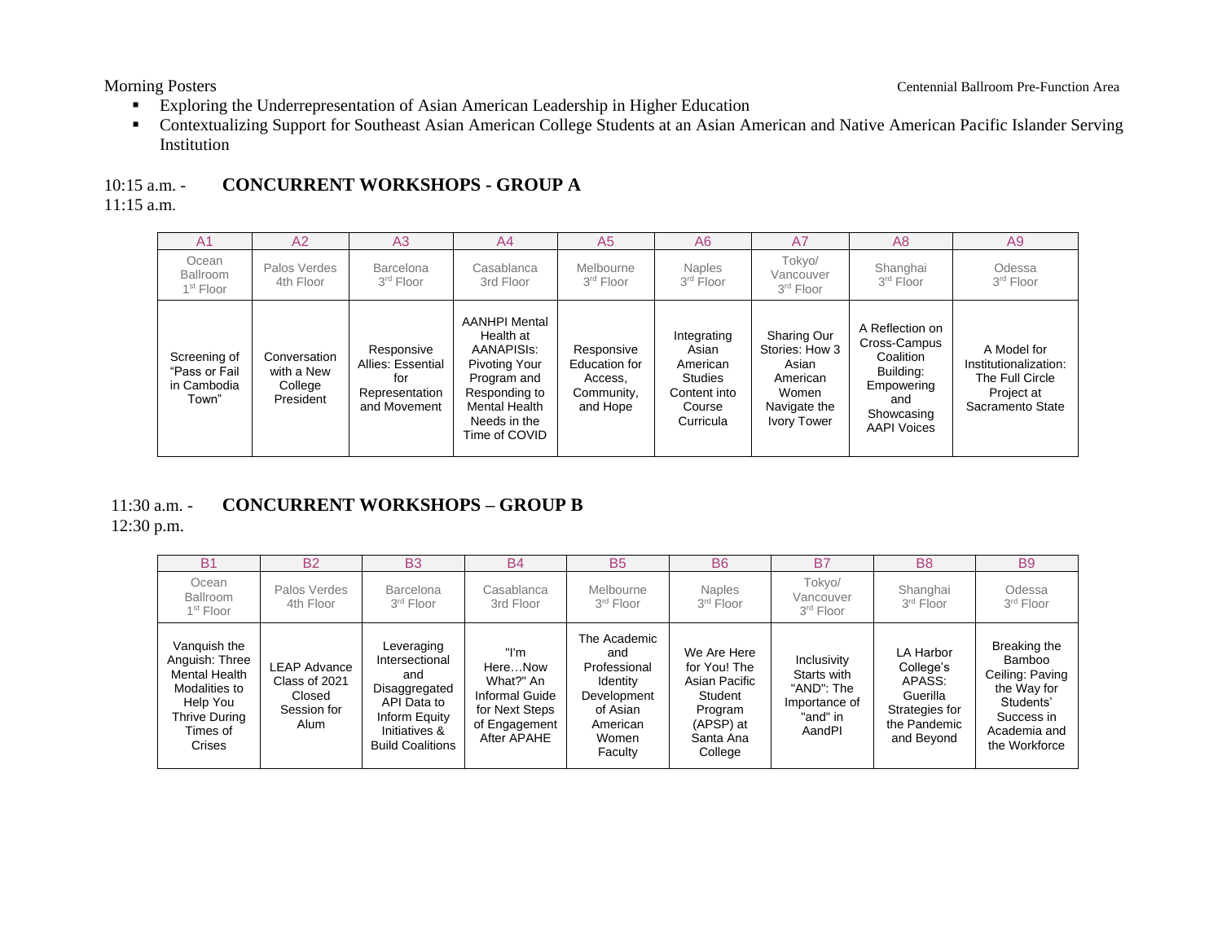Morning Posters — Centennial Ballroom Pre-Function Area

- Exploring the Underrepresentation of Asian American Leadership in Higher Education
- Contextualizing Support for Southeast Asian American College Students at an Asian American and Native American Pacific Islander Serving Institution

10:15 a.m. - 11:15 a.m. **CONCURRENT WORKSHOPS - GROUP A**

| A1 | A2 | A3 | A4 | A5 | A6 | A7 | A8 | A9 |
|---|---|---|---|---|---|---|---|---|
| Ocean Ballroom 1st Floor | Palos Verdes 4th Floor | Barcelona 3rd Floor | Casablanca 3rd Floor | Melbourne 3rd Floor | Naples 3rd Floor | Tokyo/ Vancouver 3rd Floor | Shanghai 3rd Floor | Odessa 3rd Floor |
| Screening of "Pass or Fail in Cambodia Town" | Conversation with a New College President | Responsive Allies: Essential for Representation and Movement | AANHPI Mental Health at AANAPISIs: Pivoting Your Program and Responding to Mental Health Needs in the Time of COVID | Responsive Education for Access, Community, and Hope | Integrating Asian American Studies Content into Course Curricula | Sharing Our Stories: How 3 Asian American Women Navigate the Ivory Tower | A Reflection on Cross-Campus Coalition Building: Empowering and Showcasing AAPI Voices | A Model for Institutionalization: The Full Circle Project at Sacramento State |

11:30 a.m. - 12:30 p.m. **CONCURRENT WORKSHOPS – GROUP B**

| B1 | B2 | B3 | B4 | B5 | B6 | B7 | B8 | B9 |
|---|---|---|---|---|---|---|---|---|
| Ocean Ballroom 1st Floor | Palos Verdes 4th Floor | Barcelona 3rd Floor | Casablanca 3rd Floor | Melbourne 3rd Floor | Naples 3rd Floor | Tokyo/ Vancouver 3rd Floor | Shanghai 3rd Floor | Odessa 3rd Floor |
| Vanquish the Anguish: Three Mental Health Modalities to Help You Thrive During Times of Crises | LEAP Advance Class of 2021 Closed Session for Alum | Leveraging Intersectional and Disaggregated API Data to Inform Equity Initiatives & Build Coalitions | "I'm Here…Now What?" An Informal Guide for Next Steps of Engagement After APAHE | The Academic and Professional Identity Development of Asian American Women Faculty | We Are Here for You! The Asian Pacific Student Program (APSP) at Santa Ana College | Inclusivity Starts with "AND": The Importance of "and" in AandPI | LA Harbor College's APASS: Guerilla Strategies for the Pandemic and Beyond | Breaking the Bamboo Ceiling: Paving the Way for Students' Success in Academia and the Workforce |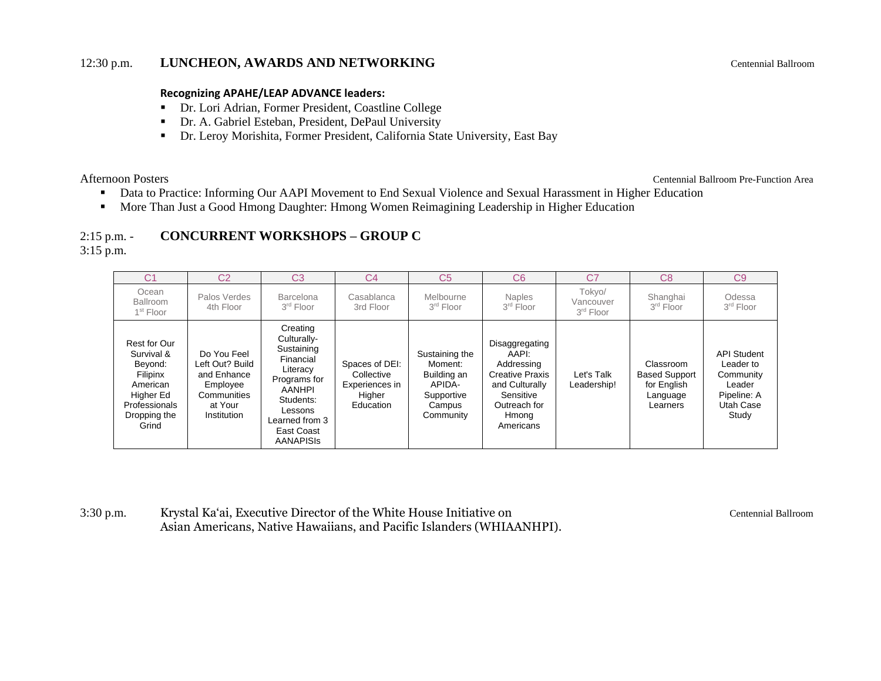12:30 p.m. **LUNCHEON, AWARDS AND NETWORKING** Centennial Ballroom

**Recognizing APAHE/LEAP ADVANCE leaders:**

- Dr. Lori Adrian, Former President, Coastline College
- Dr. A. Gabriel Esteban, President, DePaul University
- Dr. Leroy Morishita, Former President, California State University, East Bay

Afternoon Posters Centennial Ballroom Pre-Function Area

- Data to Practice: Informing Our AAPI Movement to End Sexual Violence and Sexual Harassment in Higher Education
- More Than Just a Good Hmong Daughter: Hmong Women Reimagining Leadership in Higher Education

2:15 p.m. - 3:15 p.m. **CONCURRENT WORKSHOPS – GROUP C**

| C1 | C2 | C3 | C4 | C5 | C6 | C7 | C8 | C9 |
|---|---|---|---|---|---|---|---|---|
| Ocean Ballroom 1st Floor | Palos Verdes 4th Floor | Barcelona 3rd Floor | Casablanca 3rd Floor | Melbourne 3rd Floor | Naples 3rd Floor | Tokyo/ Vancouver 3rd Floor | Shanghai 3rd Floor | Odessa 3rd Floor |
| Rest for Our Survival & Beyond: Filipinx American Higher Ed Professionals Dropping the Grind | Do You Feel Left Out? Build and Enhance Employee Communities at Your Institution | Creating Culturally-Sustaining Financial Literacy Programs for AANHPI Students: Lessons Learned from 3 East Coast AANAPISIs | Spaces of DEI: Collective Experiences in Higher Education | Sustaining the Moment: Building an APIDA-Supportive Campus Community | Disaggregating AAPI: Addressing Creative Praxis and Culturally Sensitive Outreach for Hmong Americans | Let's Talk Leadership! | Classroom Based Support for English Language Learners | API Student Leader to Community Leader Pipeline: A Utah Case Study |

3:30 p.m. Krystal Ka'ai, Executive Director of the White House Initiative on Asian Americans, Native Hawaiians, and Pacific Islanders (WHIAANHPI). Centennial Ballroom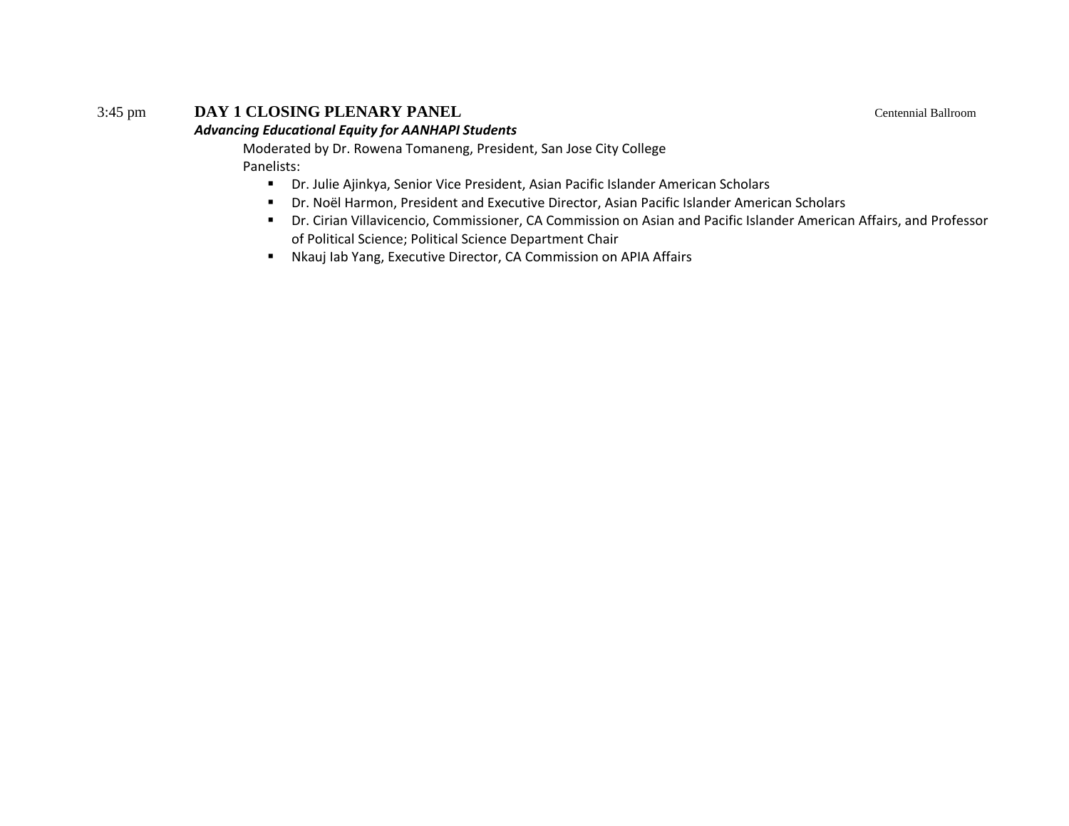3:45 pm **DAY 1 CLOSING PLENARY PANEL** Centennial Ballroom

***Advancing Educational Equity for AANHAPI Students***

Moderated by Dr. Rowena Tomaneng, President, San Jose City College

Panelists:

- Dr. Julie Ajinkya, Senior Vice President, Asian Pacific Islander American Scholars
- Dr. Noël Harmon, President and Executive Director, Asian Pacific Islander American Scholars
- Dr. Cirian Villavicencio, Commissioner, CA Commission on Asian and Pacific Islander American Affairs, and Professor of Political Science; Political Science Department Chair
- Nkauj Iab Yang, Executive Director, CA Commission on APIA Affairs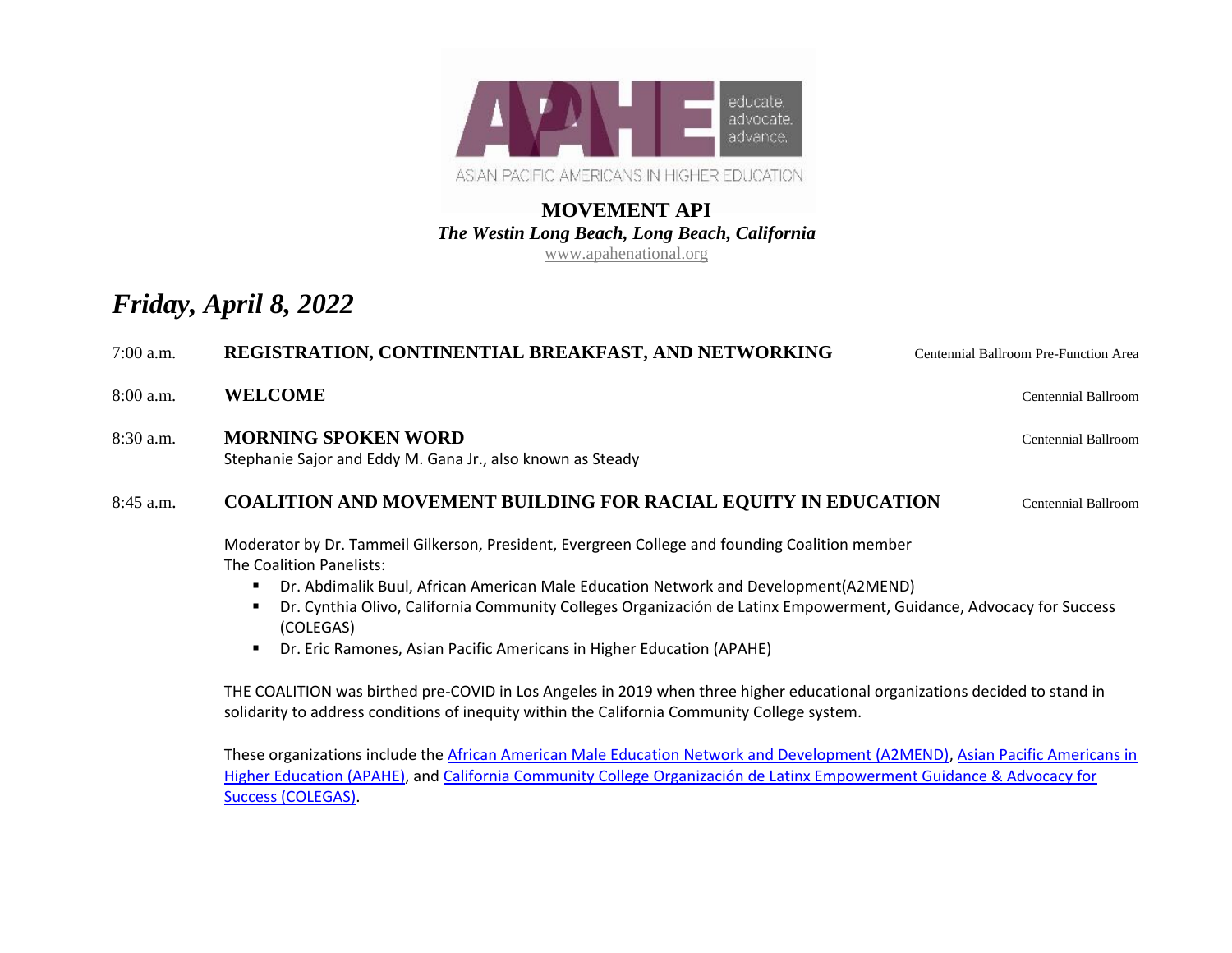**MOVEMENT API**
***The Westin Long Beach, Long Beach, California***
www.apahenational.org

# *Friday, April 8, 2022*

7:00 a.m. **REGISTRATION, CONTINENTIAL BREAKFAST, AND NETWORKING** Centennial Ballroom Pre-Function Area

8:00 a.m. **WELCOME** Centennial Ballroom

8:30 a.m. **MORNING SPOKEN WORD** Centennial Ballroom
Stephanie Sajor and Eddy M. Gana Jr., also known as Steady

8:45 a.m. **COALITION AND MOVEMENT BUILDING FOR RACIAL EQUITY IN EDUCATION** Centennial Ballroom

Moderator by Dr. Tammeil Gilkerson, President, Evergreen College and founding Coalition member
The Coalition Panelists:

- Dr. Abdimalik Buul, African American Male Education Network and Development(A2MEND)
- Dr. Cynthia Olivo, California Community Colleges Organización de Latinx Empowerment, Guidance, Advocacy for Success (COLEGAS)
- Dr. Eric Ramones, Asian Pacific Americans in Higher Education (APAHE)

THE COALITION was birthed pre-COVID in Los Angeles in 2019 when three higher educational organizations decided to stand in solidarity to address conditions of inequity within the California Community College system.

These organizations include the African American Male Education Network and Development (A2MEND), Asian Pacific Americans in Higher Education (APAHE), and California Community College Organización de Latinx Empowerment Guidance & Advocacy for Success (COLEGAS).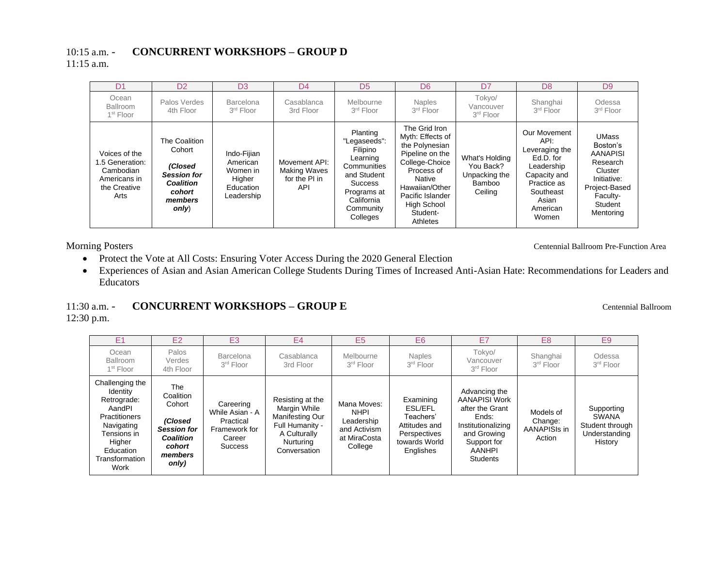10:15 a.m. - 11:15 a.m. **CONCURRENT WORKSHOPS – GROUP D**

| D1 | D2 | D3 | D4 | D5 | D6 | D7 | D8 | D9 |
|---|---|---|---|---|---|---|---|---|
| Ocean Ballroom 1st Floor | Palos Verdes 4th Floor | Barcelona 3rd Floor | Casablanca 3rd Floor | Melbourne 3rd Floor | Naples 3rd Floor | Tokyo/ Vancouver 3rd Floor | Shanghai 3rd Floor | Odessa 3rd Floor |
| Voices of the 1.5 Generation: Cambodian Americans in the Creative Arts | The Coalition Cohort ***(Closed Session for Coalition cohort members only***) | Indo-Fijian American Women in Higher Education Leadership | Movement API: Making Waves for the PI in API | Planting "Legaseeds": Filipino Learning Communities and Student Success Programs at California Community Colleges | The Grid Iron Myth: Effects of the Polynesian Pipeline on the College-Choice Process of Native Hawaiian/Other Pacific Islander High School Student-Athletes | What's Holding You Back? Unpacking the Bamboo Ceiling | Our Movement API: Leveraging the Ed.D. for Leadership Capacity and Practice as Southeast Asian American Women | UMass Boston's AANAPISI Research Cluster Initiative: Project-Based Faculty-Student Mentoring |

Morning Posters — Centennial Ballroom Pre-Function Area

- Protect the Vote at All Costs: Ensuring Voter Access During the 2020 General Election
- Experiences of Asian and Asian American College Students During Times of Increased Anti-Asian Hate: Recommendations for Leaders and Educators

11:30 a.m. - 12:30 p.m. **CONCURRENT WORKSHOPS – GROUP E** — Centennial Ballroom

| E1 | E2 | E3 | E4 | E5 | E6 | E7 | E8 | E9 |
|---|---|---|---|---|---|---|---|---|
| Ocean Ballroom 1st Floor | Palos Verdes 4th Floor | Barcelona 3rd Floor | Casablanca 3rd Floor | Melbourne 3rd Floor | Naples 3rd Floor | Tokyo/ Vancouver 3rd Floor | Shanghai 3rd Floor | Odessa 3rd Floor |
| Challenging the Identity Retrograde: AandPI Practitioners Navigating Tensions in Higher Education Transformation Work | The Coalition Cohort ***(Closed Session for Coalition cohort members only)*** | Careering While Asian - A Practical Framework for Career Success | Resisting at the Margin While Manifesting Our Full Humanity - A Culturally Nurturing Conversation | Mana Moves: NHPI Leadership and Activism at MiraCosta College | Examining ESL/EFL Teachers' Attitudes and Perspectives towards World Englishes | Advancing the AANAPISI Work after the Grant Ends: Institutionalizing and Growing Support for AANHPI Students | Models of Change: AANAPISIs in Action | Supporting SWANA Student through Understanding History |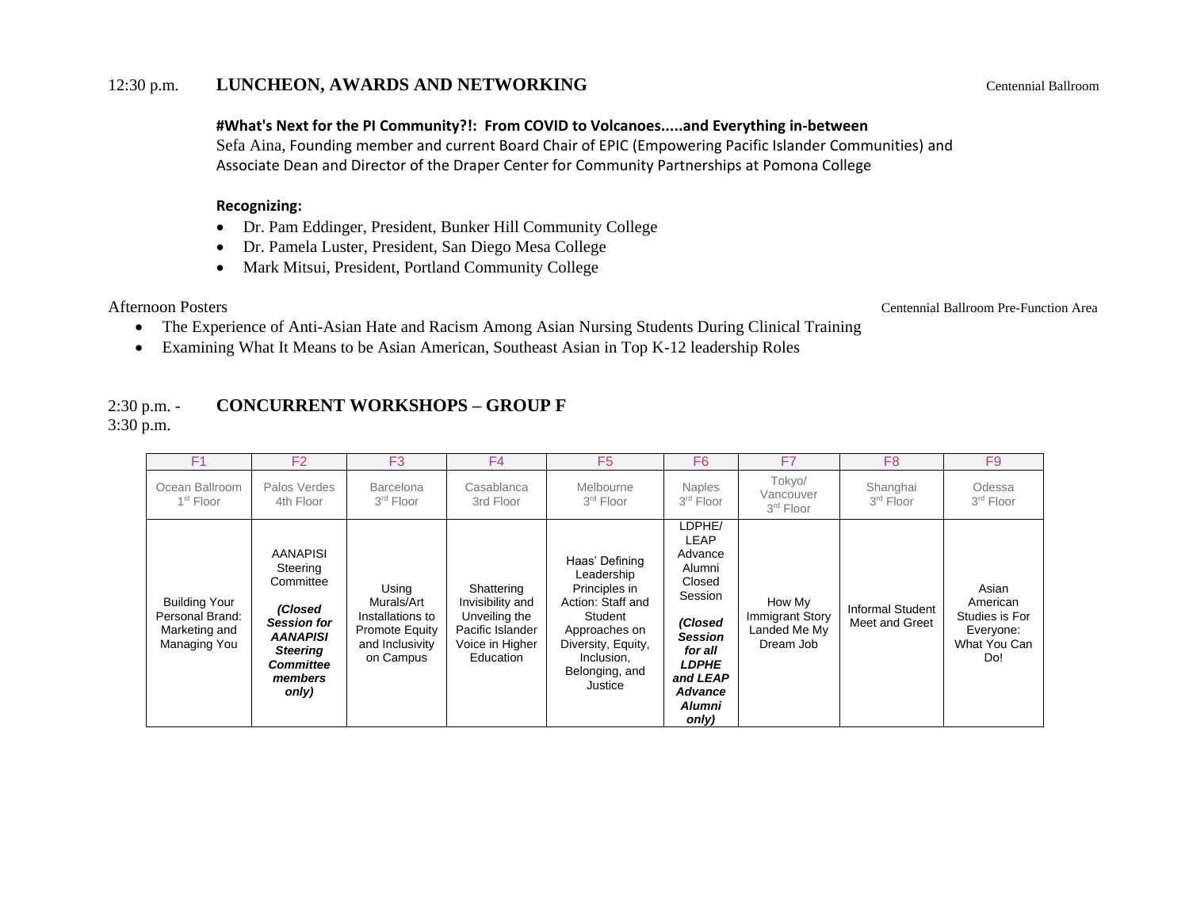12:30 p.m. **LUNCHEON, AWARDS AND NETWORKING** Centennial Ballroom

**#What's Next for the PI Community?!: From COVID to Volcanoes.....and Everything in-between**
Sefa Aina, Founding member and current Board Chair of EPIC (Empowering Pacific Islander Communities) and Associate Dean and Director of the Draper Center for Community Partnerships at Pomona College

**Recognizing:**

- Dr. Pam Eddinger, President, Bunker Hill Community College
- Dr. Pamela Luster, President, San Diego Mesa College
- Mark Mitsui, President, Portland Community College

Afternoon Posters Centennial Ballroom Pre-Function Area

- The Experience of Anti-Asian Hate and Racism Among Asian Nursing Students During Clinical Training
- Examining What It Means to be Asian American, Southeast Asian in Top K-12 leadership Roles

2:30 p.m. - 3:30 p.m. **CONCURRENT WORKSHOPS – GROUP F**

| F1 | F2 | F3 | F4 | F5 | F6 | F7 | F8 | F9 |
|---|---|---|---|---|---|---|---|---|
| Ocean Ballroom 1st Floor | Palos Verdes 4th Floor | Barcelona 3rd Floor | Casablanca 3rd Floor | Melbourne 3rd Floor | Naples 3rd Floor | Tokyo/ Vancouver 3rd Floor | Shanghai 3rd Floor | Odessa 3rd Floor |
| Building Your Personal Brand: Marketing and Managing You | AANAPISI Steering Committee ***(Closed Session for AANAPISI Steering Committee members only)*** | Using Murals/Art Installations to Promote Equity and Inclusivity on Campus | Shattering Invisibility and Unveiling the Pacific Islander Voice in Higher Education | Haas' Defining Leadership Principles in Action: Staff and Student Approaches on Diversity, Equity, Inclusion, Belonging, and Justice | LDPHE/ LEAP Advance Alumni Closed Session ***(Closed Session for all LDPHE and LEAP Advance Alumni only)*** | How My Immigrant Story Landed Me My Dream Job | Informal Student Meet and Greet | Asian American Studies is For Everyone: What You Can Do! |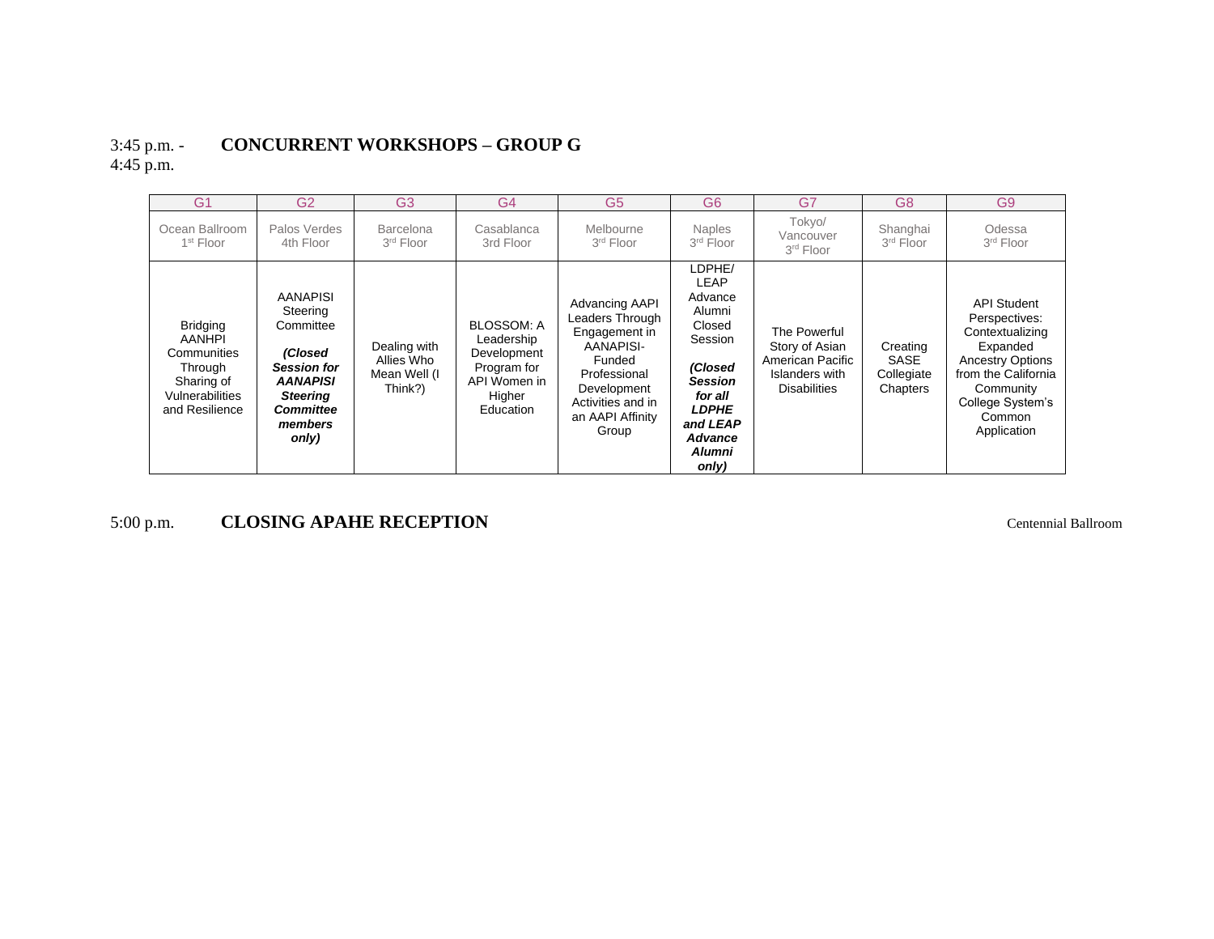3:45 p.m. - 4:45 p.m. **CONCURRENT WORKSHOPS – GROUP G**

| G1 | G2 | G3 | G4 | G5 | G6 | G7 | G8 | G9 |
|---|---|---|---|---|---|---|---|---|
| Ocean Ballroom 1st Floor | Palos Verdes 4th Floor | Barcelona 3rd Floor | Casablanca 3rd Floor | Melbourne 3rd Floor | Naples 3rd Floor | Tokyo/ Vancouver 3rd Floor | Shanghai 3rd Floor | Odessa 3rd Floor |
| Bridging AANHPI Communities Through Sharing of Vulnerabilities and Resilience | AANAPISI Steering Committee ***(Closed Session for AANAPISI Steering Committee members only)*** | Dealing with Allies Who Mean Well (I Think?) | BLOSSOM: A Leadership Development Program for API Women in Higher Education | Advancing AAPI Leaders Through Engagement in AANAPISI-Funded Professional Development Activities and in an AAPI Affinity Group | LDPHE/ LEAP Advance Alumni Closed Session ***(Closed Session for all LDPHE and LEAP Advance Alumni only)*** | The Powerful Story of Asian American Pacific Islanders with Disabilities | Creating SASE Collegiate Chapters | API Student Perspectives: Contextualizing Expanded Ancestry Options from the California Community College System's Common Application |

5:00 p.m. **CLOSING APAHE RECEPTION** Centennial Ballroom